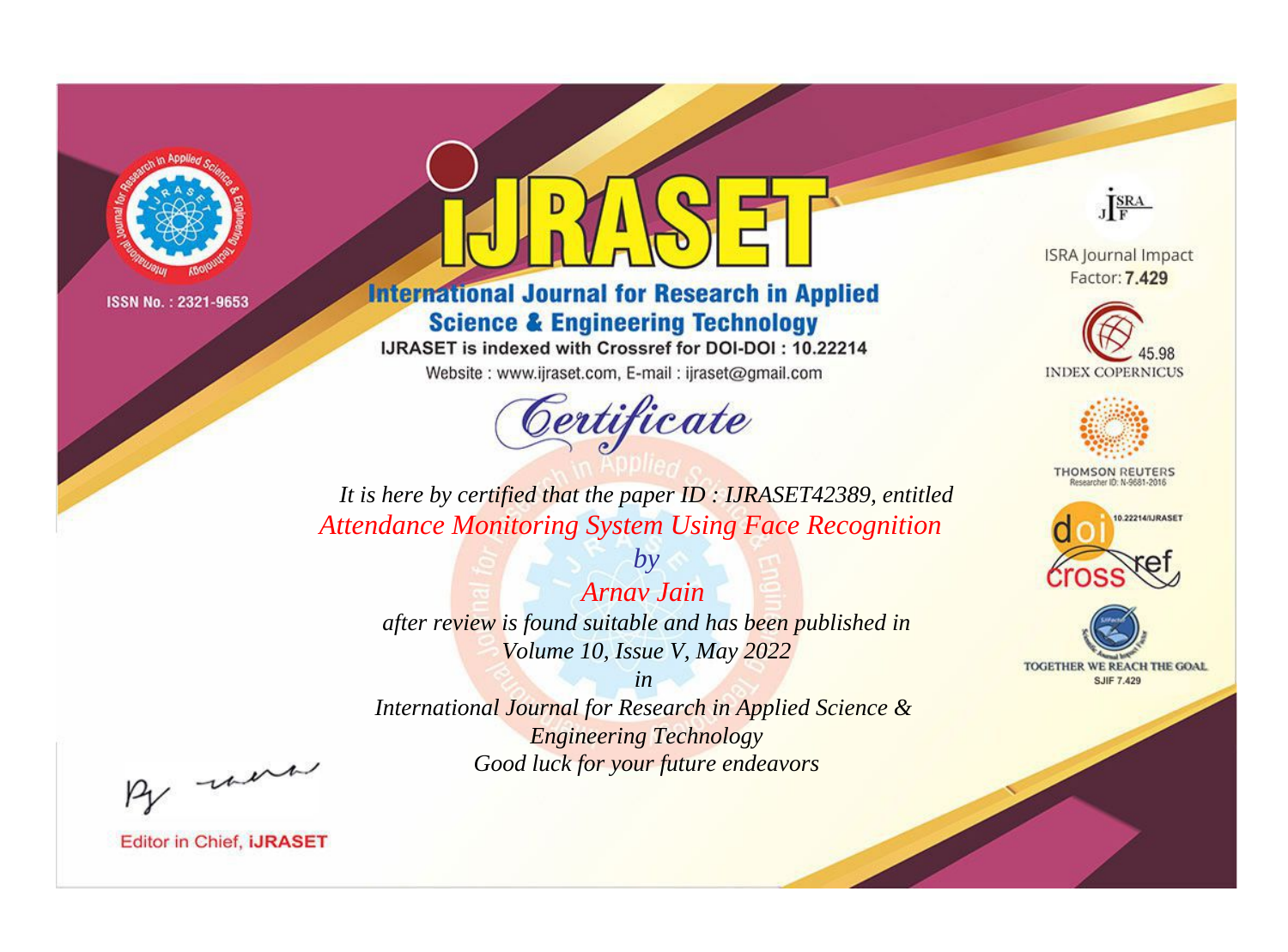ISSN No. : 2321-9653

# iJRASET

## International Journal for Research in Applied Science & Engineering Technology

IJRASET is indexed with Crossref for DOI-DOI : 10.22214

Website : www.ijraset.com, E-mail : ijraset@gmail.com

*Certificate*

*It is here by certified that the paper ID : IJRASET42389, entitled*

*Attendance Monitoring System Using Face Recognition*

*by*

*Arnav Jain*

*after review is found suitable and has been published in*

*Volume 10, Issue V, May 2022*

*in*

*International Journal for Research in Applied Science & Engineering Technology*

*Good luck for your future endeavors*

ISRA Journal Impact Factor: **7.429**

45.98 INDEX COPERNICUS

THOMSON REUTERS Researcher ID: N-9681-2016

10.22214/IJRASET

TOGETHER WE REACH THE GOAL SJIF 7.429

Editor in Chief, **iJRASET**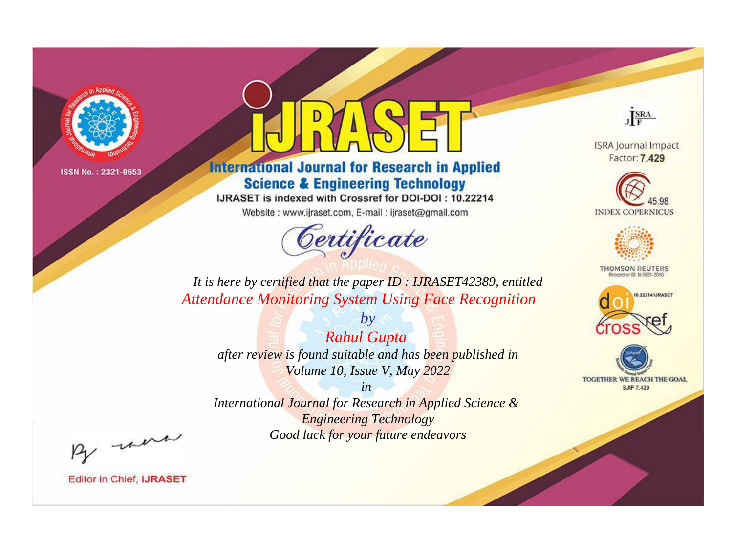ISSN No. : 2321-9653

# iJRASET

## International Journal for Research in Applied Science & Engineering Technology

IJRASET is indexed with Crossref for DOI-DOI : 10.22214

Website : www.ijraset.com, E-mail : ijraset@gmail.com

*Certificate*

*It is here by certified that the paper ID : IJRASET42389, entitled*

*Attendance Monitoring System Using Face Recognition*

*by*

*Rahul Gupta*

*after review is found suitable and has been published in*

*Volume 10, Issue V, May 2022*

*in*

*International Journal for Research in Applied Science & Engineering Technology*

*Good luck for your future endeavors*

ISRA Journal Impact Factor: **7.429**

45.98 INDEX COPERNICUS

THOMSON REUTERS Researcher ID: N-9681-2016

10.22214/IJRASET

TOGETHER WE REACH THE GOAL SJIF 7.429

Editor in Chief, **iJRASET**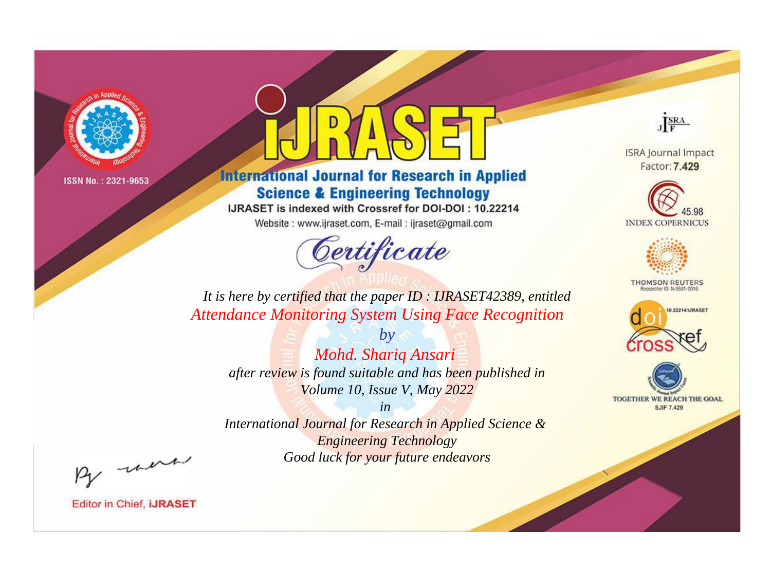ISSN No. : 2321-9653

# iJRASET

## International Journal for Research in Applied Science & Engineering Technology

IJRASET is indexed with Crossref for DOI-DOI : 10.22214

Website : www.ijraset.com, E-mail : ijraset@gmail.com

ISRA Journal Impact Factor: **7.429**

45.98 INDEX COPERNICUS

THOMSON REUTERS Researcher ID: N-9681-2016

10.22214/IJRASET

TOGETHER WE REACH THE GOAL SJIF 7.429

# *Certificate*

*It is here by certified that the paper ID : IJRASET42389, entitled*

*Attendance Monitoring System Using Face Recognition*

*by*

*Mohd. Shariq Ansari*

*after review is found suitable and has been published in*

*Volume 10, Issue V, May 2022*

*in*

*International Journal for Research in Applied Science & Engineering Technology*

*Good luck for your future endeavors*

Editor in Chief, **iJRASET**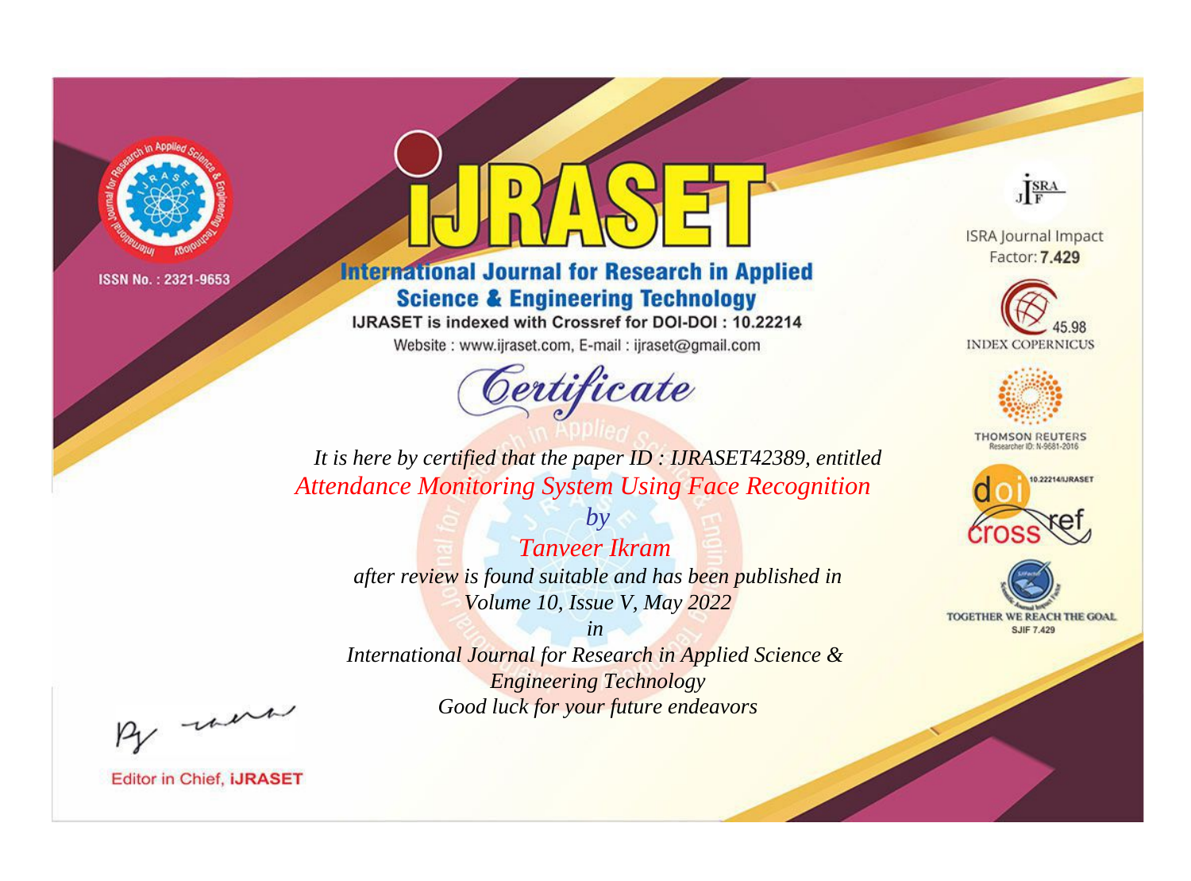ISSN No. : 2321-9653

# iJRASET

## International Journal for Research in Applied Science & Engineering Technology

IJRASET is indexed with Crossref for DOI-DOI : 10.22214

Website : www.ijraset.com, E-mail : ijraset@gmail.com

ISRA Journal Impact Factor: **7.429**

45.98 INDEX COPERNICUS

THOMSON REUTERS Researcher ID: N-9681-2016

10.22214/IJRASET

TOGETHER WE REACH THE GOAL SJIF 7.429

*Certificate*

*It is here by certified that the paper ID : IJRASET42389, entitled*

*Attendance Monitoring System Using Face Recognition*

*by*

*Tanveer Ikram*

*after review is found suitable and has been published in*

*Volume 10, Issue V, May 2022*

*in*

*International Journal for Research in Applied Science & Engineering Technology*

*Good luck for your future endeavors*

Editor in Chief, **iJRASET**